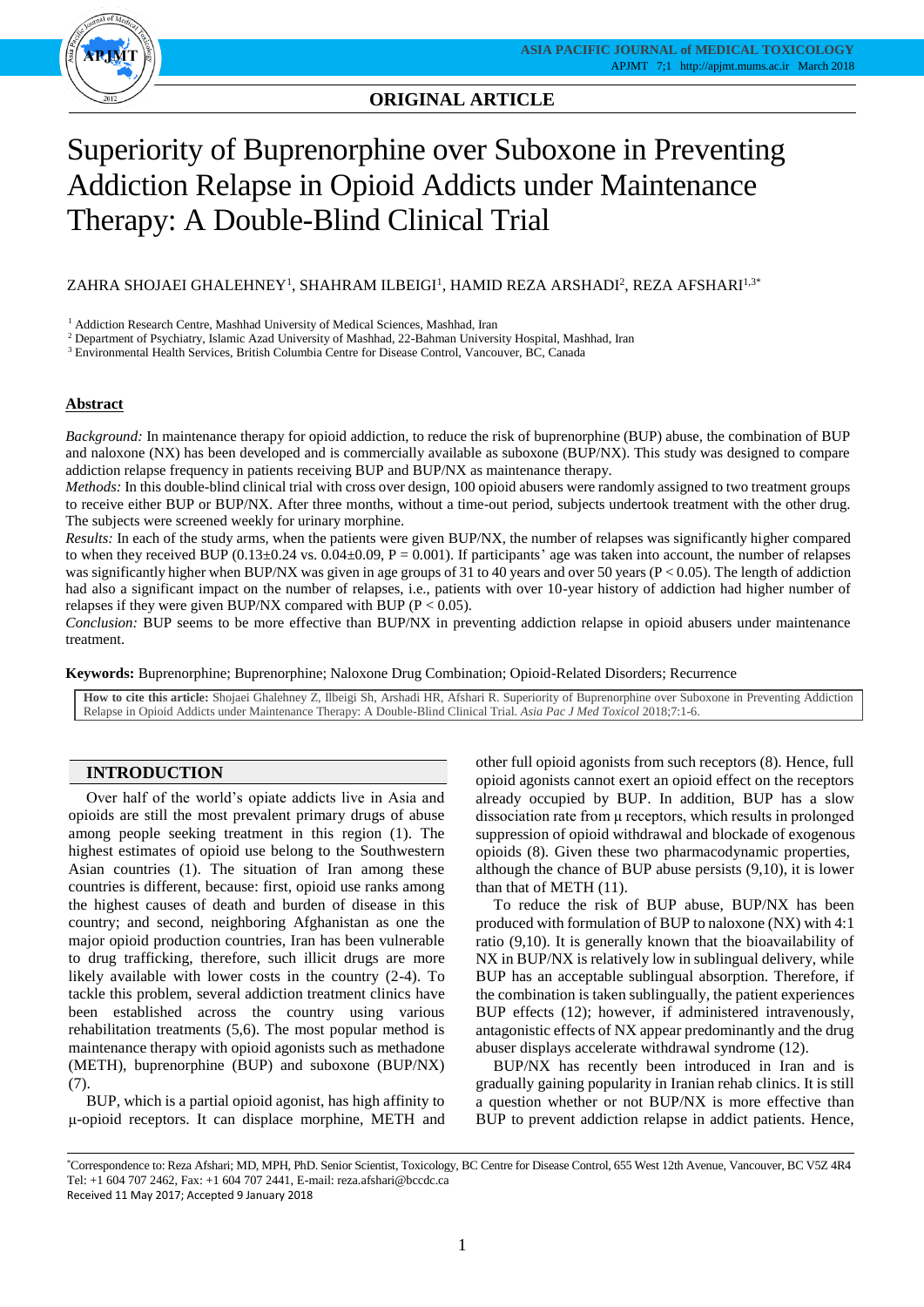**ORIGINAL ARTICLE**

# Superiority of Buprenorphine over Suboxone in Preventing Addiction Relapse in Opioid Addicts under Maintenance Therapy: A Double-Blind Clinical Trial

ZAHRA SHOJAEI GHALEHNEY[1], SHAHRAM ILBEIGI[1], HAMID REZA ARSHADI[2], REZA AFSHARI[1,3*]

[1] Addiction Research Centre, Mashhad University of Medical Sciences, Mashhad, Iran

[2] Department of Psychiatry, Islamic Azad University of Mashhad, 22-Bahman University Hospital, Mashhad, Iran

[3] Environmental Health Services, British Columbia Centre for Disease Control, Vancouver, BC, Canada

## Abstract

*Background:* In maintenance therapy for opioid addiction, to reduce the risk of buprenorphine (BUP) abuse, the combination of BUP and naloxone (NX) has been developed and is commercially available as suboxone (BUP/NX). This study was designed to compare addiction relapse frequency in patients receiving BUP and BUP/NX as maintenance therapy.

*Methods:* In this double-blind clinical trial with cross over design, 100 opioid abusers were randomly assigned to two treatment groups to receive either BUP or BUP/NX. After three months, without a time-out period, subjects undertook treatment with the other drug. The subjects were screened weekly for urinary morphine.

*Results:* In each of the study arms, when the patients were given BUP/NX, the number of relapses was significantly higher compared to when they received BUP (0.13±0.24 vs. 0.04±0.09, P = 0.001). If participants' age was taken into account, the number of relapses was significantly higher when BUP/NX was given in age groups of 31 to 40 years and over 50 years (P < 0.05). The length of addiction had also a significant impact on the number of relapses, i.e., patients with over 10-year history of addiction had higher number of relapses if they were given BUP/NX compared with BUP (P < 0.05).

*Conclusion:* BUP seems to be more effective than BUP/NX in preventing addiction relapse in opioid abusers under maintenance treatment.

**Keywords:** Buprenorphine; Buprenorphine; Naloxone Drug Combination; Opioid-Related Disorders; Recurrence

**How to cite this article:** Shojaei Ghalehney Z, Ilbeigi Sh, Arshadi HR, Afshari R. Superiority of Buprenorphine over Suboxone in Preventing Addiction Relapse in Opioid Addicts under Maintenance Therapy: A Double-Blind Clinical Trial. *Asia Pac J Med Toxicol* 2018;7:1-6.

## INTRODUCTION

Over half of the world's opiate addicts live in Asia and opioids are still the most prevalent primary drugs of abuse among people seeking treatment in this region (1). The highest estimates of opioid use belong to the Southwestern Asian countries (1). The situation of Iran among these countries is different, because: first, opioid use ranks among the highest causes of death and burden of disease in this country; and second, neighboring Afghanistan as one the major opioid production countries, Iran has been vulnerable to drug trafficking, therefore, such illicit drugs are more likely available with lower costs in the country (2-4). To tackle this problem, several addiction treatment clinics have been established across the country using various rehabilitation treatments (5,6). The most popular method is maintenance therapy with opioid agonists such as methadone (METH), buprenorphine (BUP) and suboxone (BUP/NX) (7).

BUP, which is a partial opioid agonist, has high affinity to μ-opioid receptors. It can displace morphine, METH and other full opioid agonists from such receptors (8). Hence, full opioid agonists cannot exert an opioid effect on the receptors already occupied by BUP. In addition, BUP has a slow dissociation rate from μ receptors, which results in prolonged suppression of opioid withdrawal and blockade of exogenous opioids (8). Given these two pharmacodynamic properties, although the chance of BUP abuse persists (9,10), it is lower than that of METH (11).

To reduce the risk of BUP abuse, BUP/NX has been produced with formulation of BUP to naloxone (NX) with 4:1 ratio (9,10). It is generally known that the bioavailability of NX in BUP/NX is relatively low in sublingual delivery, while BUP has an acceptable sublingual absorption. Therefore, if the combination is taken sublingually, the patient experiences BUP effects (12); however, if administered intravenously, antagonistic effects of NX appear predominantly and the drug abuser displays accelerate withdrawal syndrome (12).

BUP/NX has recently been introduced in Iran and is gradually gaining popularity in Iranian rehab clinics. It is still a question whether or not BUP/NX is more effective than BUP to prevent addiction relapse in addict patients. Hence,

*Correspondence to: Reza Afshari; MD, MPH, PhD. Senior Scientist, Toxicology, BC Centre for Disease Control, 655 West 12th Avenue, Vancouver, BC V5Z 4R4 Tel: +1 604 707 2462, Fax: +1 604 707 2441, E-mail: reza.afshari@bccdc.ca

Received 11 May 2017; Accepted 9 January 2018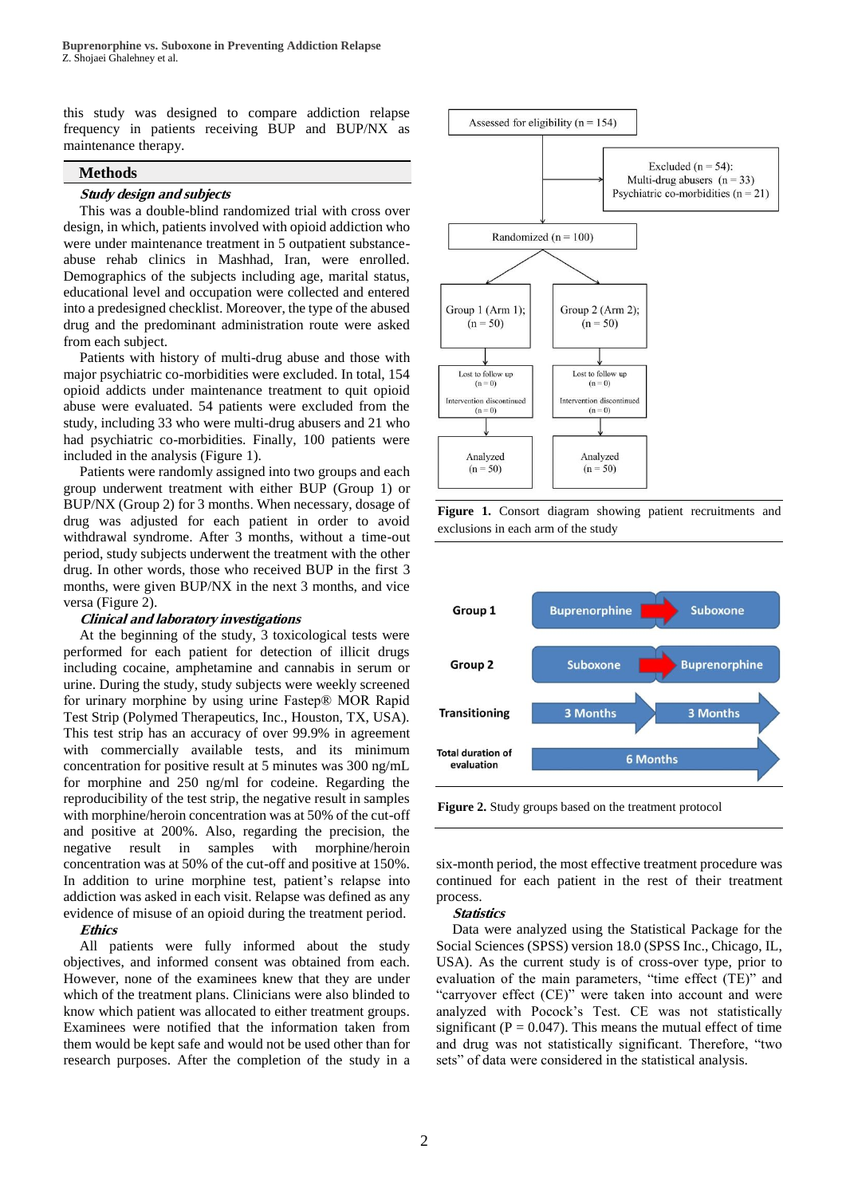this study was designed to compare addiction relapse frequency in patients receiving BUP and BUP/NX as maintenance therapy.

## Methods

### *Study design and subjects*

This was a double-blind randomized trial with cross over design, in which, patients involved with opioid addiction who were under maintenance treatment in 5 outpatient substance-abuse rehab clinics in Mashhad, Iran, were enrolled. Demographics of the subjects including age, marital status, educational level and occupation were collected and entered into a predesigned checklist. Moreover, the type of the abused drug and the predominant administration route were asked from each subject.

Patients with history of multi-drug abuse and those with major psychiatric co-morbidities were excluded. In total, 154 opioid addicts under maintenance treatment to quit opioid abuse were evaluated. 54 patients were excluded from the study, including 33 who were multi-drug abusers and 21 who had psychiatric co-morbidities. Finally, 100 patients were included in the analysis (Figure 1).

Patients were randomly assigned into two groups and each group underwent treatment with either BUP (Group 1) or BUP/NX (Group 2) for 3 months. When necessary, dosage of drug was adjusted for each patient in order to avoid withdrawal syndrome. After 3 months, without a time-out period, study subjects underwent the treatment with the other drug. In other words, those who received BUP in the first 3 months, were given BUP/NX in the next 3 months, and vice versa (Figure 2).

### *Clinical and laboratory investigations*

At the beginning of the study, 3 toxicological tests were performed for each patient for detection of illicit drugs including cocaine, amphetamine and cannabis in serum or urine. During the study, study subjects were weekly screened for urinary morphine by using urine Fastep® MOR Rapid Test Strip (Polymed Therapeutics, Inc., Houston, TX, USA). This test strip has an accuracy of over 99.9% in agreement with commercially available tests, and its minimum concentration for positive result at 5 minutes was 300 ng/mL for morphine and 250 ng/ml for codeine. Regarding the reproducibility of the test strip, the negative result in samples with morphine/heroin concentration was at 50% of the cut-off and positive at 200%. Also, regarding the precision, the negative result in samples with morphine/heroin concentration was at 50% of the cut-off and positive at 150%. In addition to urine morphine test, patient's relapse into addiction was asked in each visit. Relapse was defined as any evidence of misuse of an opioid during the treatment period.

### *Ethics*

All patients were fully informed about the study objectives, and informed consent was obtained from each. However, none of the examinees knew that they are under which of the treatment plans. Clinicians were also blinded to know which patient was allocated to either treatment groups. Examinees were notified that the information taken from them would be kept safe and would not be used other than for research purposes. After the completion of the study in a six-month period, the most effective treatment procedure was continued for each patient in the rest of their treatment process.

Assessed for eligibility (n = 154)

Excluded (n = 54): Multi-drug abusers (n = 33) Psychiatric co-morbidities (n = 21)

Randomized (n = 100)

| Group 1 (Arm 1); (n = 50) | Group 2 (Arm 2); (n = 50) |
|---|---|
| Lost to follow up (n = 0) Intervention discontinued (n = 0) | Lost to follow up (n = 0) Intervention discontinued (n = 0) |
| Analyzed (n = 50) | Analyzed (n = 50) |

**Figure 1.** Consort diagram showing patient recruitments and exclusions in each arm of the study

| | | |
|---|---|---|
| Group 1 | Buprenorphine | Suboxone |
| Group 2 | Suboxone | Buprenorphine |
| Transitioning | 3 Months | 3 Months |
| Total duration of evaluation | 6 Months | |

**Figure 2.** Study groups based on the treatment protocol

### *Statistics*

Data were analyzed using the Statistical Package for the Social Sciences (SPSS) version 18.0 (SPSS Inc., Chicago, IL, USA). As the current study is of cross-over type, prior to evaluation of the main parameters, "time effect (TE)" and "carryover effect (CE)" were taken into account and were analyzed with Pocock's Test. CE was not statistically significant ($P = 0.047$). This means the mutual effect of time and drug was not statistically significant. Therefore, "two sets" of data were considered in the statistical analysis.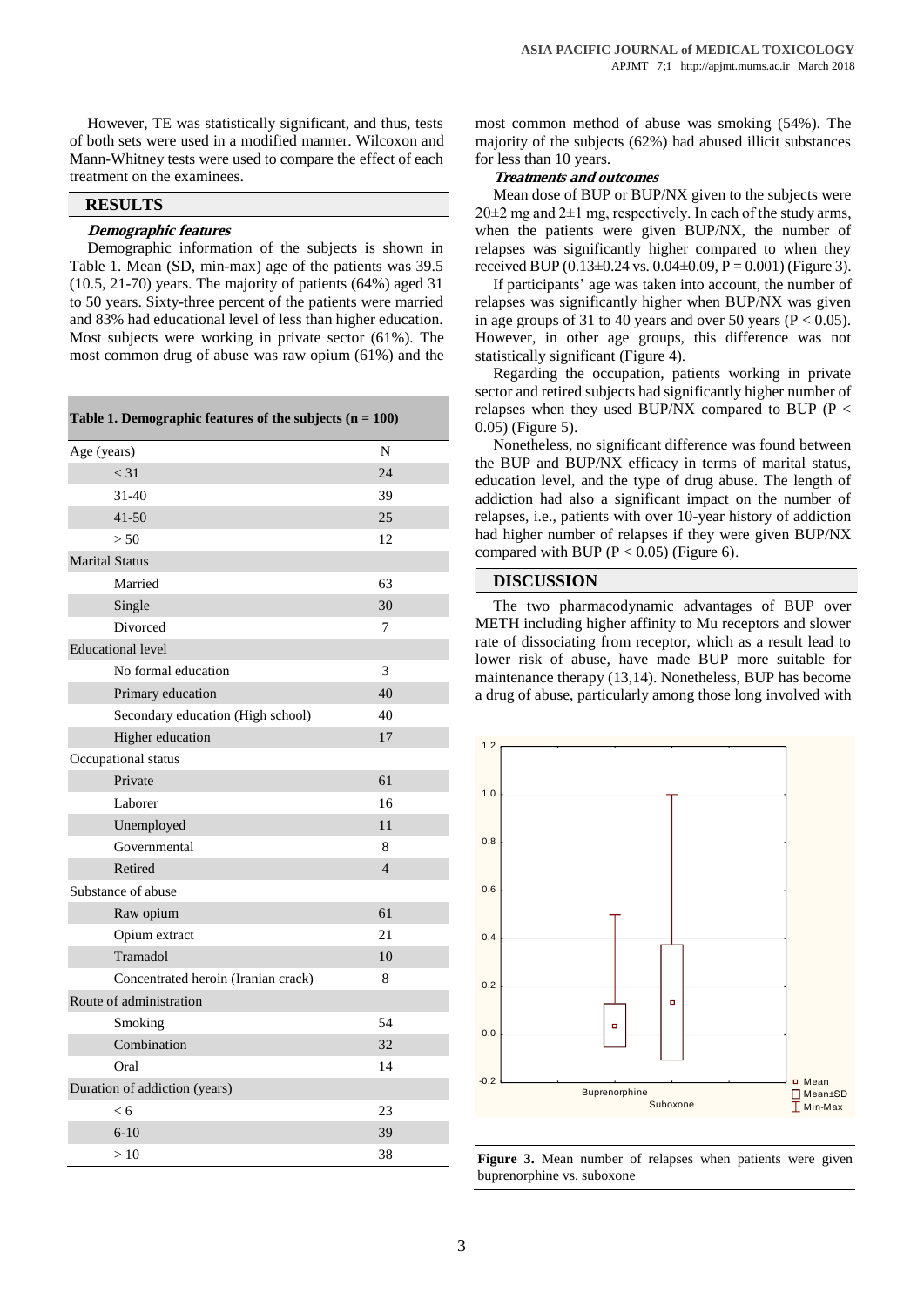However, TE was statistically significant, and thus, tests of both sets were used in a modified manner. Wilcoxon and Mann-Whitney tests were used to compare the effect of each treatment on the examinees.

## RESULTS

### *Demographic features*

Demographic information of the subjects is shown in Table 1. Mean (SD, min-max) age of the patients was 39.5 (10.5, 21-70) years. The majority of patients (64%) aged 31 to 50 years. Sixty-three percent of the patients were married and 83% had educational level of less than higher education. Most subjects were working in private sector (61%). The most common drug of abuse was raw opium (61%) and the most common method of abuse was smoking (54%). The majority of the subjects (62%) had abused illicit substances for less than 10 years.

**Table 1. Demographic features of the subjects (n = 100)**

| Age (years) | N |
|---|---|
| < 31 | 24 |
| 31-40 | 39 |
| 41-50 | 25 |
| > 50 | 12 |
| **Marital Status** | |
| Married | 63 |
| Single | 30 |
| Divorced | 7 |
| **Educational level** | |
| No formal education | 3 |
| Primary education | 40 |
| Secondary education (High school) | 40 |
| Higher education | 17 |
| **Occupational status** | |
| Private | 61 |
| Laborer | 16 |
| Unemployed | 11 |
| Governmental | 8 |
| Retired | 4 |
| **Substance of abuse** | |
| Raw opium | 61 |
| Opium extract | 21 |
| Tramadol | 10 |
| Concentrated heroin (Iranian crack) | 8 |
| **Route of administration** | |
| Smoking | 54 |
| Combination | 32 |
| Oral | 14 |
| **Duration of addiction (years)** | |
| < 6 | 23 |
| 6-10 | 39 |
| > 10 | 38 |

### *Treatments and outcomes*

Mean dose of BUP or BUP/NX given to the subjects were 20±2 mg and 2±1 mg, respectively. In each of the study arms, when the patients were given BUP/NX, the number of relapses was significantly higher compared to when they received BUP (0.13±0.24 vs. 0.04±0.09, $P = 0.001$) (Figure 3).

If participants' age was taken into account, the number of relapses was significantly higher when BUP/NX was given in age groups of 31 to 40 years and over 50 years ($P < 0.05$). However, in other age groups, this difference was not statistically significant (Figure 4).

Regarding the occupation, patients working in private sector and retired subjects had significantly higher number of relapses when they used BUP/NX compared to BUP ($P < 0.05$) (Figure 5).

Nonetheless, no significant difference was found between the BUP and BUP/NX efficacy in terms of marital status, education level, and the type of drug abuse. The length of addiction had also a significant impact on the number of relapses, i.e., patients with over 10-year history of addiction had higher number of relapses if they were given BUP/NX compared with BUP ($P < 0.05$) (Figure 6).

**Figure 3.** Mean number of relapses when patients were given buprenorphine vs. suboxone

## DISCUSSION

The two pharmacodynamic advantages of BUP over METH including higher affinity to Mu receptors and slower rate of dissociating from receptor, which as a result lead to lower risk of abuse, have made BUP more suitable for maintenance therapy (13,14). Nonetheless, BUP has become a drug of abuse, particularly among those long involved with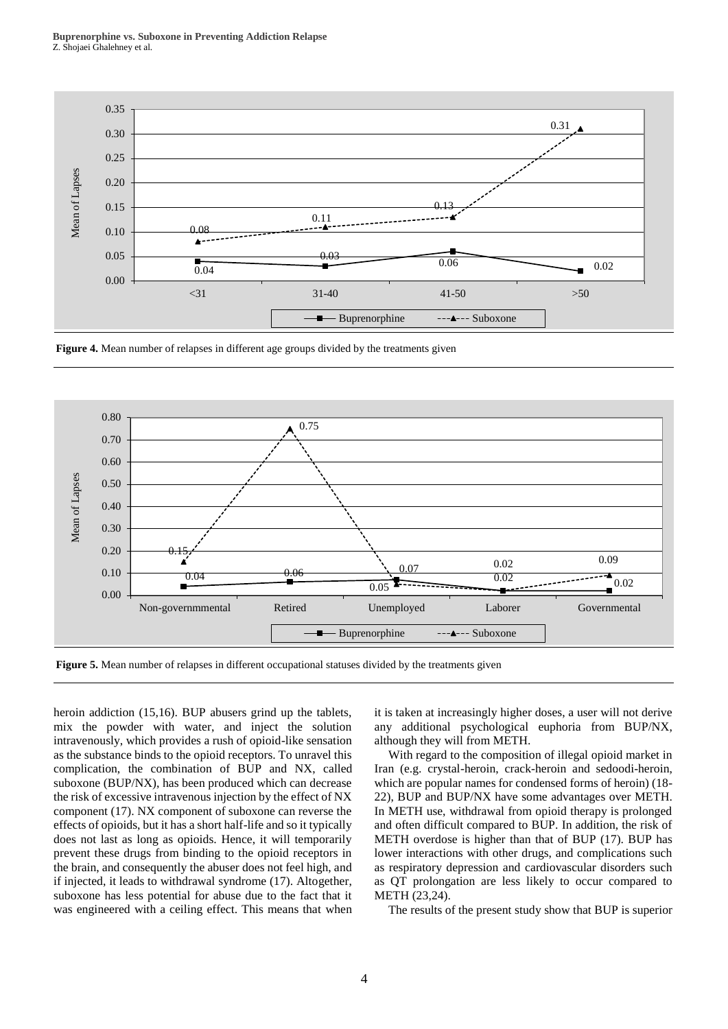Figure 4. Mean number of relapses in different age groups divided by the treatments given

Figure 5. Mean number of relapses in different occupational statuses divided by the treatments given

heroin addiction (15,16). BUP abusers grind up the tablets, mix the powder with water, and inject the solution intravenously, which provides a rush of opioid-like sensation as the substance binds to the opioid receptors. To unravel this complication, the combination of BUP and NX, called suboxone (BUP/NX), has been produced which can decrease the risk of excessive intravenous injection by the effect of NX component (17). NX component of suboxone can reverse the effects of opioids, but it has a short half-life and so it typically does not last as long as opioids. Hence, it will temporarily prevent these drugs from binding to the opioid receptors in the brain, and consequently the abuser does not feel high, and if injected, it leads to withdrawal syndrome (17). Altogether, suboxone has less potential for abuse due to the fact that it was engineered with a ceiling effect. This means that when it is taken at increasingly higher doses, a user will not derive any additional psychological euphoria from BUP/NX, although they will from METH.

With regard to the composition of illegal opioid market in Iran (e.g. crystal-heroin, crack-heroin and sedoodi-heroin, which are popular names for condensed forms of heroin) (18-22), BUP and BUP/NX have some advantages over METH. In METH use, withdrawal from opioid therapy is prolonged and often difficult compared to BUP. In addition, the risk of METH overdose is higher than that of BUP (17). BUP has lower interactions with other drugs, and complications such as respiratory depression and cardiovascular disorders such as QT prolongation are less likely to occur compared to METH (23,24).

The results of the present study show that BUP is superior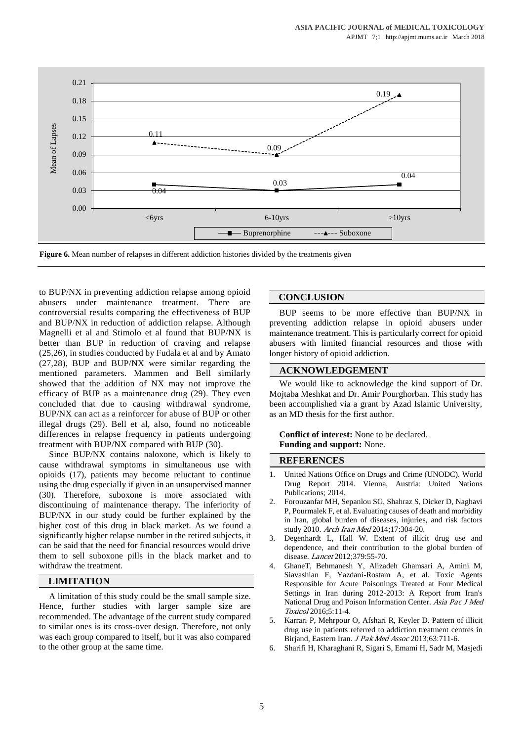Figure 6. Mean number of relapses in different addiction histories divided by the treatments given

to BUP/NX in preventing addiction relapse among opioid abusers under maintenance treatment. There are controversial results comparing the effectiveness of BUP and BUP/NX in reduction of addiction relapse. Although Magnelli et al and Stimolo et al found that BUP/NX is better than BUP in reduction of craving and relapse (25,26), in studies conducted by Fudala et al and by Amato (27,28), BUP and BUP/NX were similar regarding the mentioned parameters. Mammen and Bell similarly showed that the addition of NX may not improve the efficacy of BUP as a maintenance drug (29). They even concluded that due to causing withdrawal syndrome, BUP/NX can act as a reinforcer for abuse of BUP or other illegal drugs (29). Bell et al, also, found no noticeable differences in relapse frequency in patients undergoing treatment with BUP/NX compared with BUP (30).

Since BUP/NX contains naloxone, which is likely to cause withdrawal symptoms in simultaneous use with opioids (17), patients may become reluctant to continue using the drug especially if given in an unsupervised manner (30). Therefore, suboxone is more associated with discontinuing of maintenance therapy. The inferiority of BUP/NX in our study could be further explained by the higher cost of this drug in black market. As we found a significantly higher relapse number in the retired subjects, it can be said that the need for financial resources would drive them to sell suboxone pills in the black market and to withdraw the treatment.

## LIMITATION

A limitation of this study could be the small sample size. Hence, further studies with larger sample size are recommended. The advantage of the current study compared to similar ones is its cross-over design. Therefore, not only was each group compared to itself, but it was also compared to the other group at the same time.

## CONCLUSION

BUP seems to be more effective than BUP/NX in preventing addiction relapse in opioid abusers under maintenance treatment. This is particularly correct for opioid abusers with limited financial resources and those with longer history of opioid addiction.

## ACKNOWLEDGEMENT

We would like to acknowledge the kind support of Dr. Mojtaba Meshkat and Dr. Amir Pourghorban. This study has been accomplished via a grant by Azad Islamic University, as an MD thesis for the first author.

**Conflict of interest:** None to be declared.
**Funding and support:** None.

## REFERENCES

1. United Nations Office on Drugs and Crime (UNODC). World Drug Report 2014. Vienna, Austria: United Nations Publications; 2014.
2. Forouzanfar MH, Sepanlou SG, Shahraz S, Dicker D, Naghavi P, Pourmalek F, et al. Evaluating causes of death and morbidity in Iran, global burden of diseases, injuries, and risk factors study 2010. *Arch Iran Med* 2014;17:304-20.
3. Degenhardt L, Hall W. Extent of illicit drug use and dependence, and their contribution to the global burden of disease. *Lancet* 2012;379:55-70.
4. GhaneT, Behmanesh Y, Alizadeh Ghamsari A, Amini M, Siavashian F, Yazdani-Rostam A, et al. Toxic Agents Responsible for Acute Poisonings Treated at Four Medical Settings in Iran during 2012-2013: A Report from Iran's National Drug and Poison Information Center. *Asia Pac J Med Toxicol* 2016;5:11-4.
5. Karrari P, Mehrpour O, Afshari R, Keyler D. Pattern of illicit drug use in patients referred to addiction treatment centres in Birjand, Eastern Iran. *J Pak Med Assoc* 2013;63:711-6.
6. Sharifi H, Kharaghani R, Sigari S, Emami H, Sadr M, Masjedi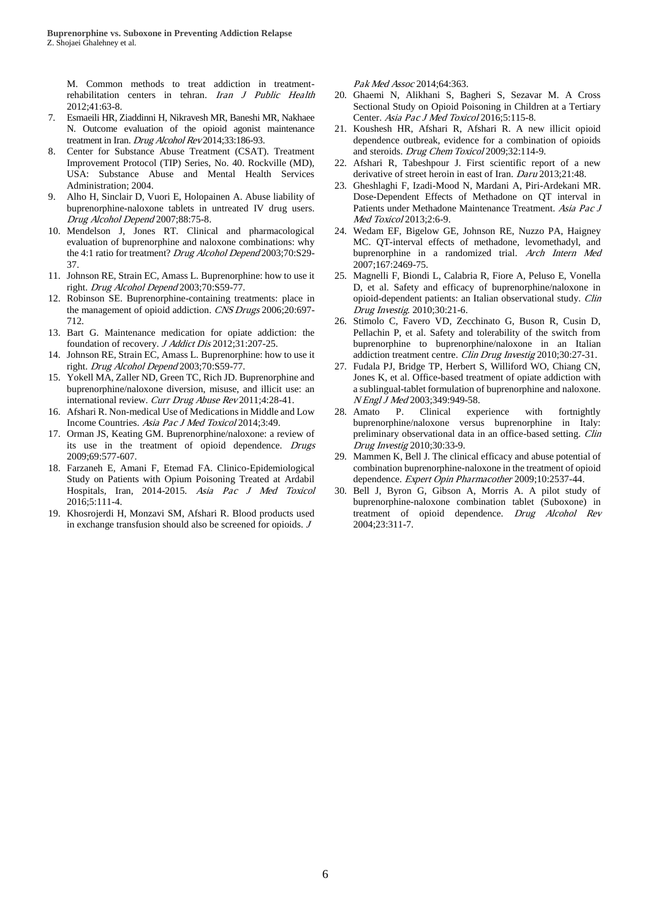M. Common methods to treat addiction in treatment-rehabilitation centers in tehran. *Iran J Public Health* 2012;41:63-8.

7. Esmaeili HR, Ziaddinni H, Nikravesh MR, Baneshi MR, Nakhaee N. Outcome evaluation of the opioid agonist maintenance treatment in Iran. *Drug Alcohol Rev* 2014;33:186-93.
8. Center for Substance Abuse Treatment (CSAT). Treatment Improvement Protocol (TIP) Series, No. 40. Rockville (MD), USA: Substance Abuse and Mental Health Services Administration; 2004.
9. Alho H, Sinclair D, Vuori E, Holopainen A. Abuse liability of buprenorphine-naloxone tablets in untreated IV drug users. *Drug Alcohol Depend* 2007;88:75-8.
10. Mendelson J, Jones RT. Clinical and pharmacological evaluation of buprenorphine and naloxone combinations: why the 4:1 ratio for treatment? *Drug Alcohol Depend* 2003;70:S29-37.
11. Johnson RE, Strain EC, Amass L. Buprenorphine: how to use it right. *Drug Alcohol Depend* 2003;70:S59-77.
12. Robinson SE. Buprenorphine-containing treatments: place in the management of opioid addiction. *CNS Drugs* 2006;20:697-712.
13. Bart G. Maintenance medication for opiate addiction: the foundation of recovery. *J Addict Dis* 2012;31:207-25.
14. Johnson RE, Strain EC, Amass L. Buprenorphine: how to use it right. *Drug Alcohol Depend* 2003;70:S59-77.
15. Yokell MA, Zaller ND, Green TC, Rich JD. Buprenorphine and buprenorphine/naloxone diversion, misuse, and illicit use: an international review. *Curr Drug Abuse Rev* 2011;4:28-41.
16. Afshari R. Non-medical Use of Medications in Middle and Low Income Countries. *Asia Pac J Med Toxicol* 2014;3:49.
17. Orman JS, Keating GM. Buprenorphine/naloxone: a review of its use in the treatment of opioid dependence. *Drugs* 2009;69:577-607.
18. Farzaneh E, Amani F, Etemad FA. Clinico-Epidemiological Study on Patients with Opium Poisoning Treated at Ardabil Hospitals, Iran, 2014-2015. *Asia Pac J Med Toxicol* 2016;5:111-4.
19. Khosrojerdi H, Monzavi SM, Afshari R. Blood products used in exchange transfusion should also be screened for opioids. *J Pak Med Assoc* 2014;64:363.
20. Ghaemi N, Alikhani S, Bagheri S, Sezavar M. A Cross Sectional Study on Opioid Poisoning in Children at a Tertiary Center. *Asia Pac J Med Toxicol* 2016;5:115-8.
21. Koushesh HR, Afshari R, Afshari R. A new illicit opioid dependence outbreak, evidence for a combination of opioids and steroids. *Drug Chem Toxicol* 2009;32:114-9.
22. Afshari R, Tabeshpour J. First scientific report of a new derivative of street heroin in east of Iran. *Daru* 2013;21:48.
23. Gheshlaghi F, Izadi-Mood N, Mardani A, Piri-Ardekani MR. Dose-Dependent Effects of Methadone on QT interval in Patients under Methadone Maintenance Treatment. *Asia Pac J Med Toxicol* 2013;2:6-9.
24. Wedam EF, Bigelow GE, Johnson RE, Nuzzo PA, Haigney MC. QT-interval effects of methadone, levomethadyl, and buprenorphine in a randomized trial. *Arch Intern Med* 2007;167:2469-75.
25. Magnelli F, Biondi L, Calabria R, Fiore A, Peluso E, Vonella D, et al. Safety and efficacy of buprenorphine/naloxone in opioid-dependent patients: an Italian observational study. *Clin Drug Investig.* 2010;30:21-6.
26. Stimolo C, Favero VD, Zecchinato G, Buson R, Cusin D, Pellachin P, et al. Safety and tolerability of the switch from buprenorphine to buprenorphine/naloxone in an Italian addiction treatment centre. *Clin Drug Investig* 2010;30:27-31.
27. Fudala PJ, Bridge TP, Herbert S, Williford WO, Chiang CN, Jones K, et al. Office-based treatment of opiate addiction with a sublingual-tablet formulation of buprenorphine and naloxone. *N Engl J Med* 2003;349:949-58.
28. Amato P. Clinical experience with fortnightly buprenorphine/naloxone versus buprenorphine in Italy: preliminary observational data in an office-based setting. *Clin Drug Investig* 2010;30:33-9.
29. Mammen K, Bell J. The clinical efficacy and abuse potential of combination buprenorphine-naloxone in the treatment of opioid dependence. *Expert Opin Pharmacother* 2009;10:2537-44.
30. Bell J, Byron G, Gibson A, Morris A. A pilot study of buprenorphine-naloxone combination tablet (Suboxone) in treatment of opioid dependence. *Drug Alcohol Rev* 2004;23:311-7.